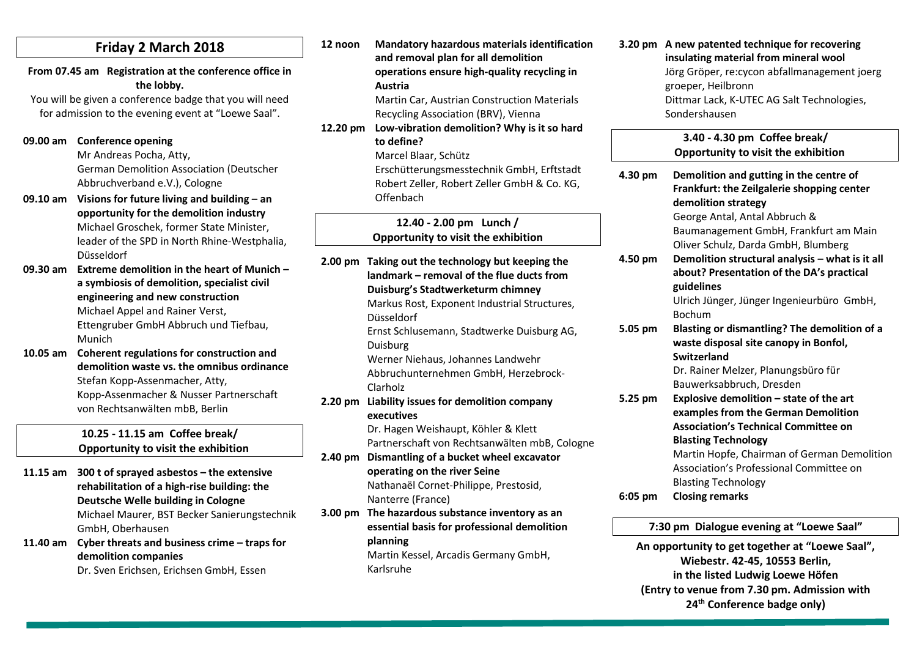# Friday 2 March 2018

**From 07.45 am Registration at the conference office in the lobby.**

You will be given a conference badge that you will need for admission to the evening event at "Loewe Saal".

**09.00 am Conference opening**
Mr Andreas Pocha, Atty,
German Demolition Association (Deutscher Abbruchverband e.V.), Cologne

**09.10 am Visions for future living and building – an opportunity for the demolition industry**
Michael Groschek, former State Minister, leader of the SPD in North Rhine-Westphalia, Düsseldorf

**09.30 am Extreme demolition in the heart of Munich – a symbiosis of demolition, specialist civil engineering and new construction**
Michael Appel and Rainer Verst, Ettengruber GmbH Abbruch und Tiefbau, Munich

**10.05 am Coherent regulations for construction and demolition waste vs. the omnibus ordinance**
Stefan Kopp-Assenmacher, Atty, Kopp-Assenmacher & Nusser Partnerschaft von Rechtsanwälten mbB, Berlin

**10.25 - 11.15 am Coffee break/ Opportunity to visit the exhibition**

**11.15 am 300 t of sprayed asbestos – the extensive rehabilitation of a high-rise building: the Deutsche Welle building in Cologne**
Michael Maurer, BST Becker Sanierungstechnik GmbH, Oberhausen

**11.40 am Cyber threats and business crime – traps for demolition companies**
Dr. Sven Erichsen, Erichsen GmbH, Essen

**12 noon Mandatory hazardous materials identification and removal plan for all demolition operations ensure high-quality recycling in Austria**
Martin Car, Austrian Construction Materials Recycling Association (BRV), Vienna

**12.20 pm Low-vibration demolition? Why is it so hard to define?**
Marcel Blaar, Schütz Erschütterungsmesstechnik GmbH, Erftstadt
Robert Zeller, Robert Zeller GmbH & Co. KG, Offenbach

**12.40 - 2.00 pm Lunch / Opportunity to visit the exhibition**

**2.00 pm Taking out the technology but keeping the landmark – removal of the flue ducts from Duisburg's Stadtwerketurm chimney**
Markus Rost, Exponent Industrial Structures, Düsseldorf
Ernst Schlusemann, Stadtwerke Duisburg AG, Duisburg
Werner Niehaus, Johannes Landwehr Abbruchunternehmen GmbH, Herzebrock-Clarholz

**2.20 pm Liability issues for demolition company executives**
Dr. Hagen Weishaupt, Köhler & Klett Partnerschaft von Rechtsanwälten mbB, Cologne

**2.40 pm Dismantling of a bucket wheel excavator operating on the river Seine**
Nathanaël Cornet-Philippe, Prestosid, Nanterre (France)

**3.00 pm The hazardous substance inventory as an essential basis for professional demolition planning**
Martin Kessel, Arcadis Germany GmbH, Karlsruhe

**3.20 pm A new patented technique for recovering insulating material from mineral wool**
Jörg Gröper, re:cycon abfallmanagement joerg groeper, Heilbronn
Dittmar Lack, K-UTEC AG Salt Technologies, Sondershausen

**3.40 - 4.30 pm Coffee break/ Opportunity to visit the exhibition**

**4.30 pm Demolition and gutting in the centre of Frankfurt: the Zeilgalerie shopping center demolition strategy**
George Antal, Antal Abbruch & Baumanagement GmbH, Frankfurt am Main
Oliver Schulz, Darda GmbH, Blumberg

**4.50 pm Demolition structural analysis – what is it all about? Presentation of the DA's practical guidelines**
Ulrich Jünger, Jünger Ingenieurbüro GmbH, Bochum

**5.05 pm Blasting or dismantling? The demolition of a waste disposal site canopy in Bonfol, Switzerland**
Dr. Rainer Melzer, Planungsbüro für Bauwerksabbruch, Dresden

**5.25 pm Explosive demolition – state of the art examples from the German Demolition Association's Technical Committee on Blasting Technology**
Martin Hopfe, Chairman of German Demolition Association's Professional Committee on Blasting Technology

**6:05 pm Closing remarks**

**7:30 pm Dialogue evening at "Loewe Saal"**

**An opportunity to get together at "Loewe Saal", Wiebestr. 42-45, 10553 Berlin, in the listed Ludwig Loewe Höfen (Entry to venue from 7.30 pm. Admission with 24th Conference badge only)**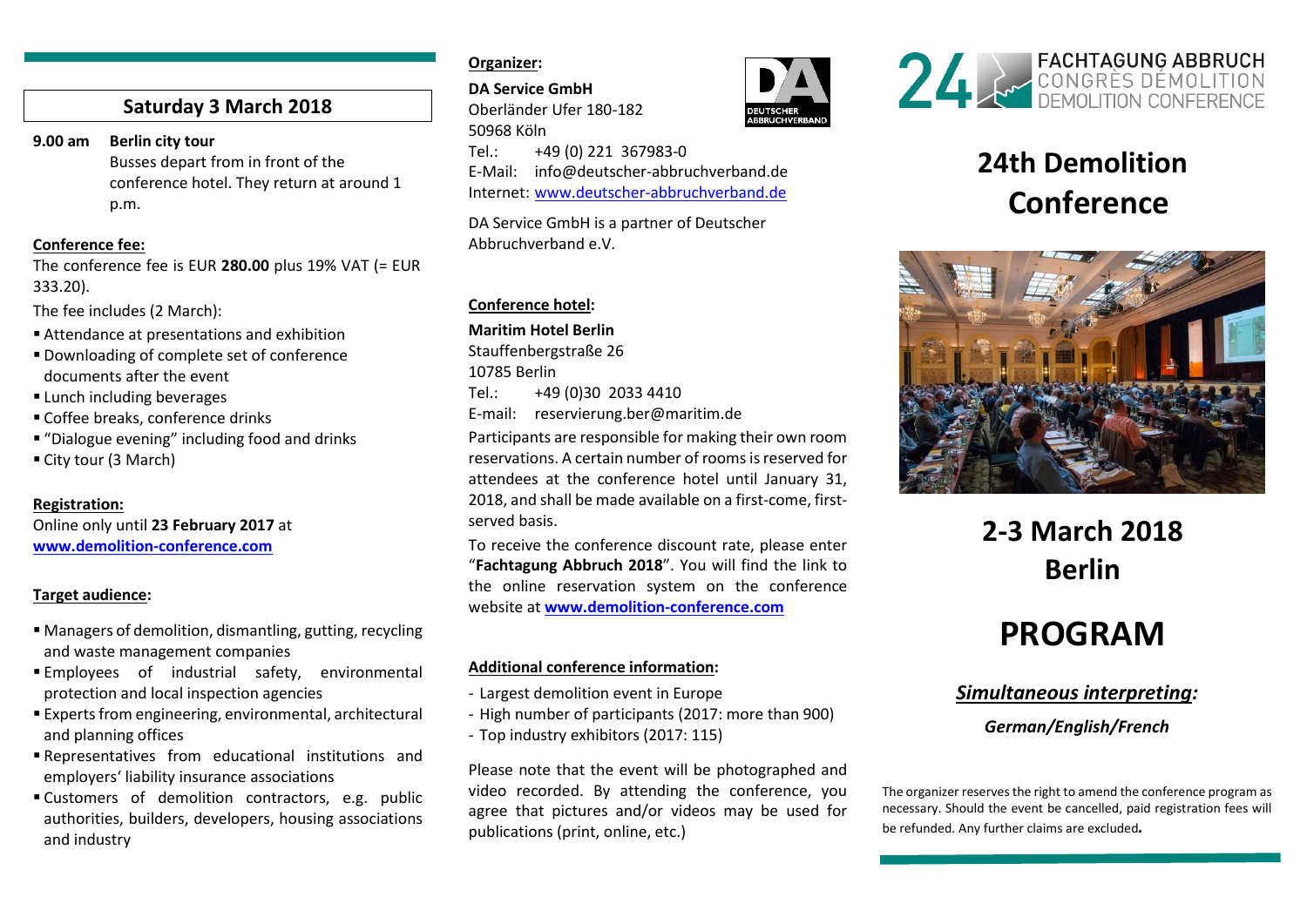## Saturday 3 March 2018

**9.00 am** **Berlin city tour**
Busses depart from in front of the conference hotel. They return at around 1 p.m.

**Conference fee:**

The conference fee is EUR **280.00** plus 19% VAT (= EUR 333.20).

The fee includes (2 March):

- Attendance at presentations and exhibition
- Downloading of complete set of conference documents after the event
- Lunch including beverages
- Coffee breaks, conference drinks
- "Dialogue evening" including food and drinks
- City tour (3 March)

**Registration:**

Online only until **23 February 2017** at **www.demolition-conference.com**

**Target audience:**

- Managers of demolition, dismantling, gutting, recycling and waste management companies
- Employees of industrial safety, environmental protection and local inspection agencies
- Experts from engineering, environmental, architectural and planning offices
- Representatives from educational institutions and employers' liability insurance associations
- Customers of demolition contractors, e.g. public authorities, builders, developers, housing associations and industry

**Organizer:**

**DA Service GmbH**
Oberländer Ufer 180-182
50968 Köln
Tel.: +49 (0) 221 367983-0
E-Mail: info@deutscher-abbruchverband.de
Internet: www.deutscher-abbruchverband.de

DA Service GmbH is a partner of Deutscher Abbruchverband e.V.

DEUTSCHER ABBRUCHVERBAND

**Conference hotel:**

**Maritim Hotel Berlin**
Stauffenbergstraße 26
10785 Berlin
Tel.: +49 (0)30 2033 4410
E-mail: reservierung.ber@maritim.de

Participants are responsible for making their own room reservations. A certain number of rooms is reserved for attendees at the conference hotel until January 31, 2018, and shall be made available on a first-come, first-served basis.

To receive the conference discount rate, please enter "**Fachtagung Abbruch 2018**". You will find the link to the online reservation system on the conference website at **www.demolition-conference.com**

**Additional conference information:**

- Largest demolition event in Europe
- High number of participants (2017: more than 900)
- Top industry exhibitors (2017: 115)

Please note that the event will be photographed and video recorded. By attending the conference, you agree that pictures and/or videos may be used for publications (print, online, etc.)

24 FACHTAGUNG ABBRUCH
CONGRÈS DÉMOLITION
DEMOLITION CONFERENCE

# 24th Demolition Conference

## 2-3 March 2018 Berlin

# PROGRAM

***Simultaneous interpreting:***

***German/English/French***

The organizer reserves the right to amend the conference program as necessary. Should the event be cancelled, paid registration fees will be refunded. Any further claims are excluded.